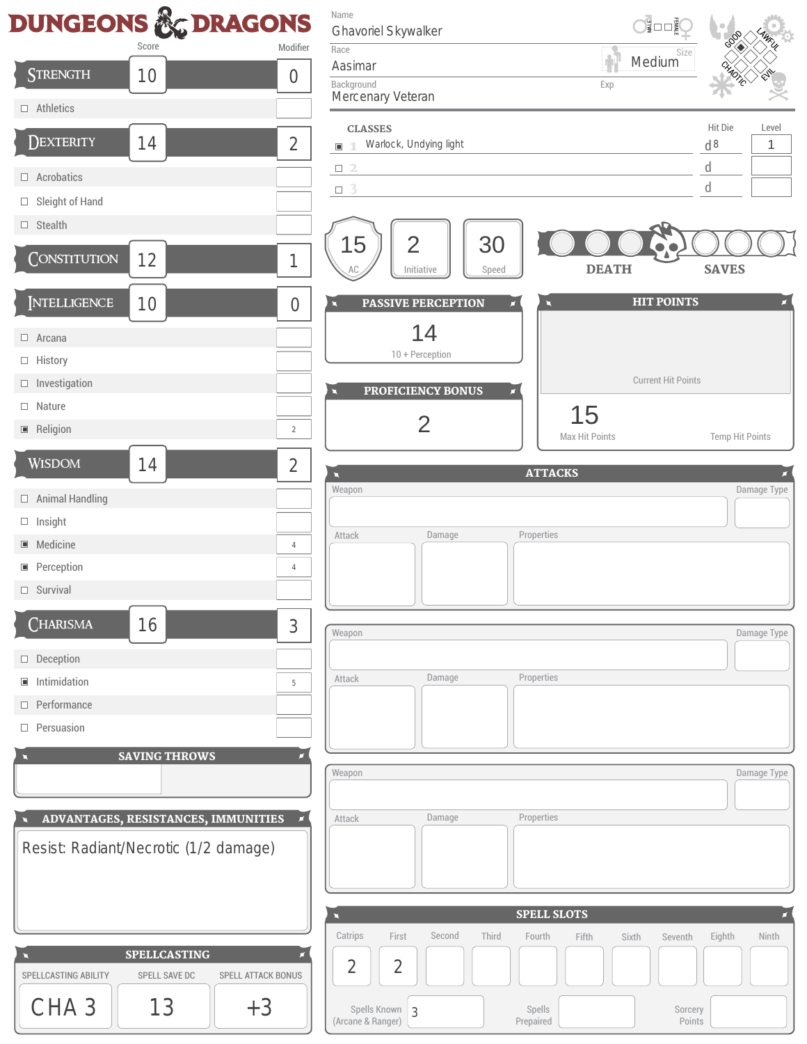# DUNGEONS & DRAGONS

**Name:** Ghavoriel Skywalker

**Race:** Aasimar — **Size:** Medium

**Background:** Mercenary Veteran

**Exp:**

## Classes

| | Class | Hit Die | Level |
|---|---|---|---|
| ▣ 1 | Warlock, Undying light | d8 | 1 |
| ☐ 2 | | d | |
| ☐ 3 | | d | |

| AC | Initiative | Speed |
|---|---|---|
| 15 | 2 | 30 |

**DEATH SAVES**

## Abilities and Skills

| Ability / Skill | Score | Modifier |
|---|---|---|
| **Strength** | 10 | 0 |
| ☐ Athletics | | |
| **Dexterity** | 14 | 2 |
| ☐ Acrobatics | | |
| ☐ Sleight of Hand | | |
| ☐ Stealth | | |
| **Constitution** | 12 | 1 |
| **Intelligence** | 10 | 0 |
| ☐ Arcana | | |
| ☐ History | | |
| ☐ Investigation | | |
| ☐ Nature | | |
| ▣ Religion | | 2 |
| **Wisdom** | 14 | 2 |
| ☐ Animal Handling | | |
| ☐ Insight | | |
| ▣ Medicine | | 4 |
| ▣ Perception | | 4 |
| ☐ Survival | | |
| **Charisma** | 16 | 3 |
| ☐ Deception | | |
| ▣ Intimidation | | 5 |
| ☐ Performance | | |
| ☐ Persuasion | | |

## Passive Perception

14

10 + Perception

## Proficiency Bonus

2

## Hit Points

Current Hit Points:

Max Hit Points: 15

Temp Hit Points:

## Attacks

| Weapon | Damage Type | Attack | Damage | Properties |
|---|---|---|---|---|
| | | | | |
| | | | | |
| | | | | |

## Saving Throws

## Advantages, Resistances, Immunities

Resist: Radiant/Necrotic (1/2 damage)

## Spellcasting

| Spellcasting Ability | Spell Save DC | Spell Attack Bonus |
|---|---|---|
| CHA 3 | 13 | +3 |

## Spell Slots

| Catrips | First | Second | Third | Fourth | Fifth | Sixth | Seventh | Eighth | Ninth |
|---|---|---|---|---|---|---|---|---|---|
| 2 | 2 | | | | | | | | |

Spells Known (Arcane & Ranger): 3

Spells Prepared:

Sorcery Points: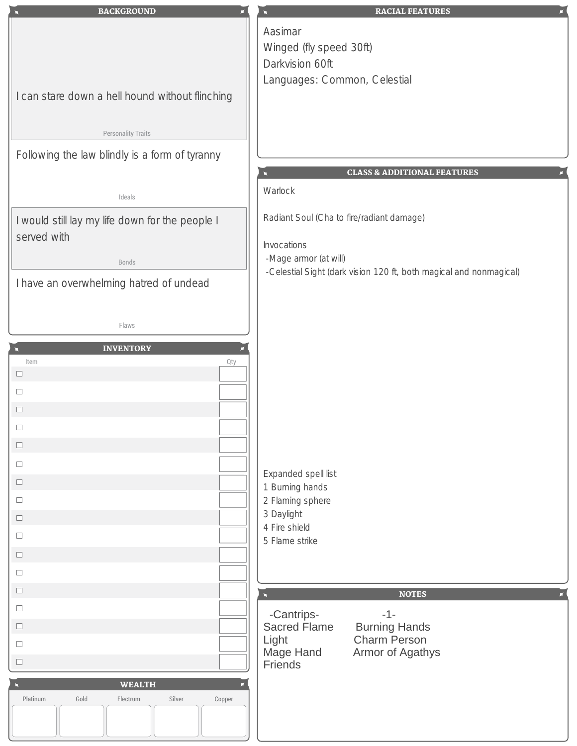## BACKGROUND

I can stare down a hell hound without flinching

Personality Traits

Following the law blindly is a form of tyranny

Ideals

I would still lay my life down for the people I served with

Bonds

I have an overwhelming hatred of undead

Flaws

## INVENTORY

| Item | Qty |
| --- | --- |
| ☐ | |
| ☐ | |
| ☐ | |
| ☐ | |
| ☐ | |
| ☐ | |
| ☐ | |
| ☐ | |
| ☐ | |
| ☐ | |
| ☐ | |
| ☐ | |
| ☐ | |
| ☐ | |
| ☐ | |
| ☐ | |
| ☐ | |

## WEALTH

| Platinum | Gold | Electrum | Silver | Copper |
| --- | --- | --- | --- | --- |
| | | | | |

## RACIAL FEATURES

Aasimar
Winged (fly speed 30ft)
Darkvision 60ft
Languages: Common, Celestial

## CLASS & ADDITIONAL FEATURES

Warlock

Radiant Soul (Cha to fire/radiant damage)

Invocations
- Mage armor (at will)
- Celestial Sight (dark vision 120 ft, both magical and nonmagical)

Expanded spell list
1 Burning hands
2 Flaming sphere
3 Daylight
4 Fire shield
5 Flame strike

## NOTES

| -Cantrips- | -1- |
| --- | --- |
| Sacred Flame | Burning Hands |
| Light | Charm Person |
| Mage Hand | Armor of Agathys |
| Friends | |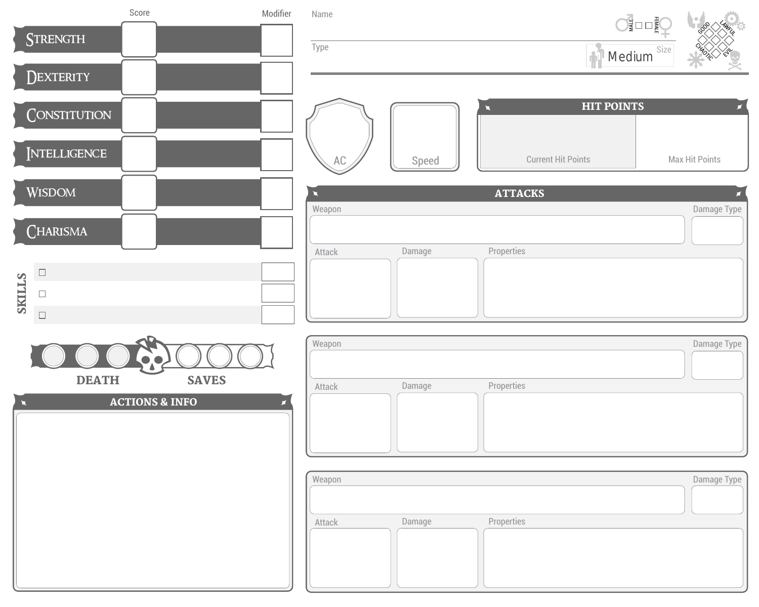| Score | | Modifier |
|---|---|---|
| STRENGTH | | |
| DEXTERITY | | |
| CONSTITUTION | | |
| INTELLIGENCE | | |
| WISDOM | | |
| CHARISMA | | |

## SKILLS

☐

☐

☐

DEATH SAVES

## ACTIONS & INFO

Name

MALE ☐ ☐ FEMALE

Type

Medium Size

GOOD LAWFUL CHAOTIC EVIL

AC

Speed

## HIT POINTS

| Current Hit Points | Max Hit Points |
|---|---|
| | |

## ATTACKS

| Weapon | Damage Type |
|---|---|
| | |

| Attack | Damage | Properties |
|---|---|---|
| | | |

| Weapon | Damage Type |
|---|---|
| | |

| Attack | Damage | Properties |
|---|---|---|
| | | |

| Weapon | Damage Type |
|---|---|
| | |

| Attack | Damage | Properties |
|---|---|---|
| | | |